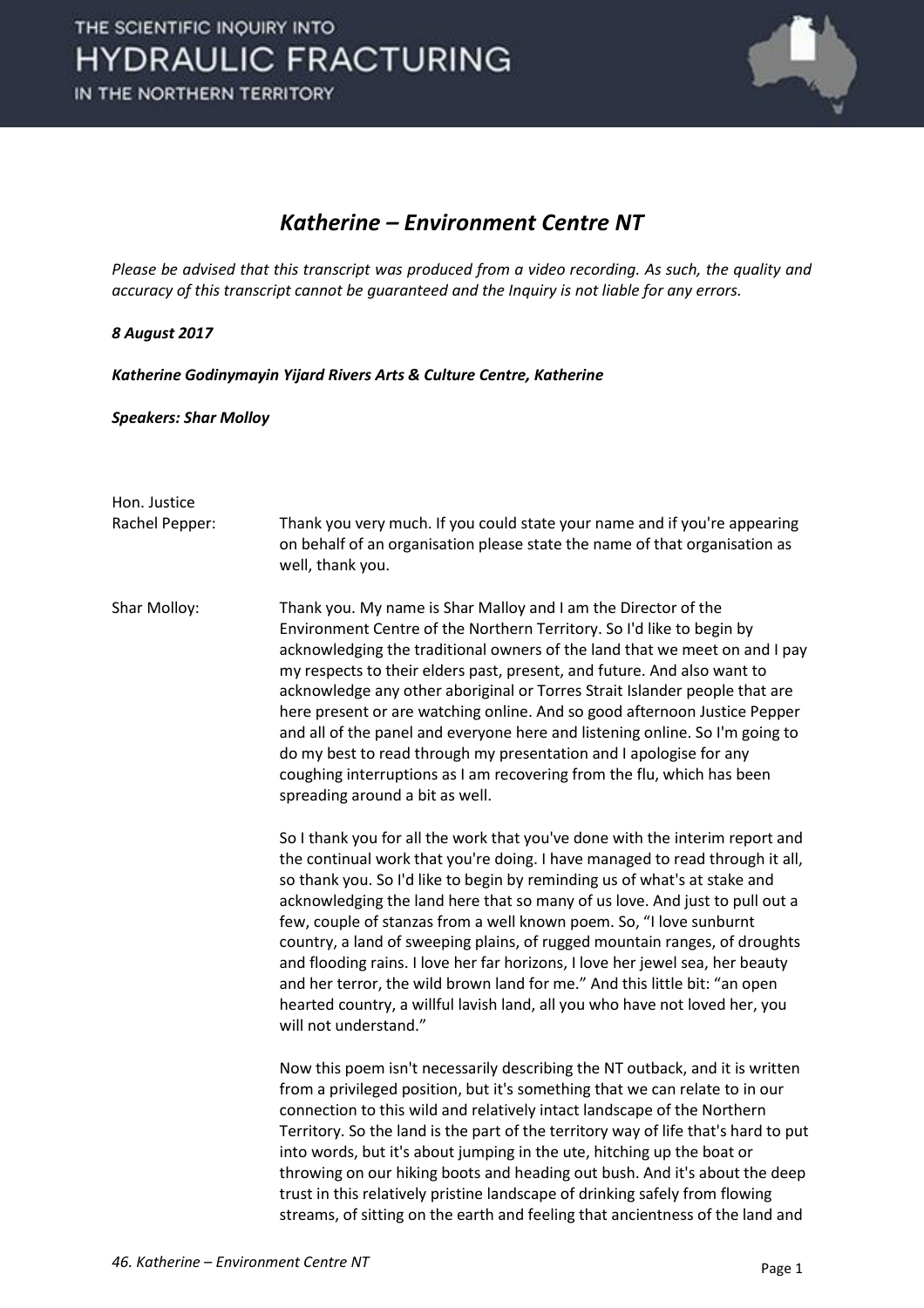# *Katherine – Environment Centre NT*

*Please be advised that this transcript was produced from a video recording. As such, the quality and accuracy of this transcript cannot be guaranteed and the Inquiry is not liable for any errors.*

***8 August 2017***

***Katherine Godinymayin Yijard Rivers Arts & Culture Centre, Katherine***

***Speakers: Shar Molloy***

Hon. Justice Rachel Pepper: Thank you very much. If you could state your name and if you're appearing on behalf of an organisation please state the name of that organisation as well, thank you.

Shar Molloy: Thank you. My name is Shar Malloy and I am the Director of the Environment Centre of the Northern Territory. So I'd like to begin by acknowledging the traditional owners of the land that we meet on and I pay my respects to their elders past, present, and future. And also want to acknowledge any other aboriginal or Torres Strait Islander people that are here present or are watching online. And so good afternoon Justice Pepper and all of the panel and everyone here and listening online. So I'm going to do my best to read through my presentation and I apologise for any coughing interruptions as I am recovering from the flu, which has been spreading around a bit as well.

So I thank you for all the work that you've done with the interim report and the continual work that you're doing. I have managed to read through it all, so thank you. So I'd like to begin by reminding us of what's at stake and acknowledging the land here that so many of us love. And just to pull out a few, couple of stanzas from a well known poem. So, "I love sunburnt country, a land of sweeping plains, of rugged mountain ranges, of droughts and flooding rains. I love her far horizons, I love her jewel sea, her beauty and her terror, the wild brown land for me." And this little bit: "an open hearted country, a willful lavish land, all you who have not loved her, you will not understand."

Now this poem isn't necessarily describing the NT outback, and it is written from a privileged position, but it's something that we can relate to in our connection to this wild and relatively intact landscape of the Northern Territory. So the land is the part of the territory way of life that's hard to put into words, but it's about jumping in the ute, hitching up the boat or throwing on our hiking boots and heading out bush. And it's about the deep trust in this relatively pristine landscape of drinking safely from flowing streams, of sitting on the earth and feeling that ancientness of the land and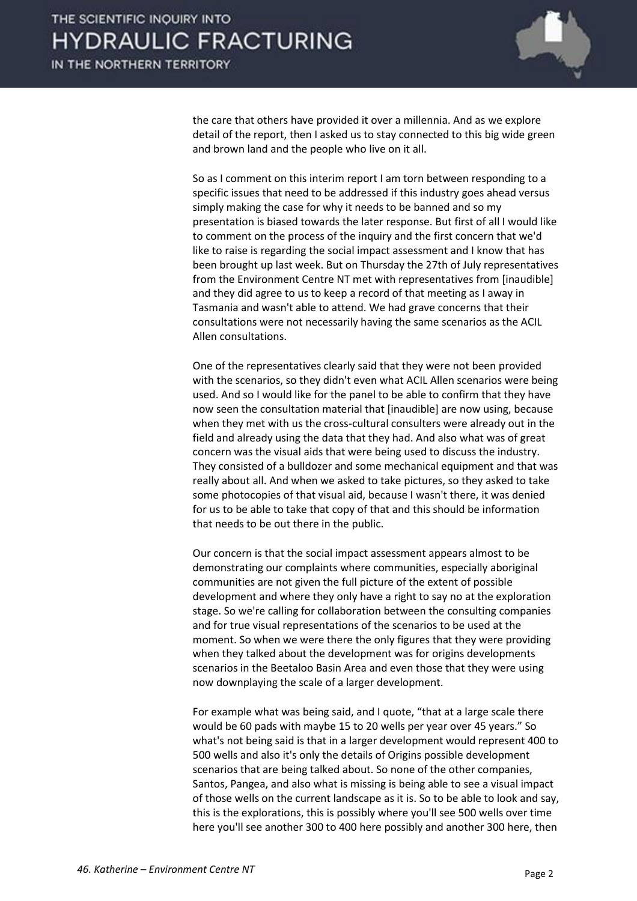the care that others have provided it over a millennia. And as we explore detail of the report, then I asked us to stay connected to this big wide green and brown land and the people who live on it all.

So as I comment on this interim report I am torn between responding to a specific issues that need to be addressed if this industry goes ahead versus simply making the case for why it needs to be banned and so my presentation is biased towards the later response. But first of all I would like to comment on the process of the inquiry and the first concern that we'd like to raise is regarding the social impact assessment and I know that has been brought up last week. But on Thursday the 27th of July representatives from the Environment Centre NT met with representatives from [inaudible] and they did agree to us to keep a record of that meeting as I away in Tasmania and wasn't able to attend. We had grave concerns that their consultations were not necessarily having the same scenarios as the ACIL Allen consultations.

One of the representatives clearly said that they were not been provided with the scenarios, so they didn't even what ACIL Allen scenarios were being used. And so I would like for the panel to be able to confirm that they have now seen the consultation material that [inaudible] are now using, because when they met with us the cross-cultural consulters were already out in the field and already using the data that they had. And also what was of great concern was the visual aids that were being used to discuss the industry. They consisted of a bulldozer and some mechanical equipment and that was really about all. And when we asked to take pictures, so they asked to take some photocopies of that visual aid, because I wasn't there, it was denied for us to be able to take that copy of that and this should be information that needs to be out there in the public.

Our concern is that the social impact assessment appears almost to be demonstrating our complaints where communities, especially aboriginal communities are not given the full picture of the extent of possible development and where they only have a right to say no at the exploration stage. So we're calling for collaboration between the consulting companies and for true visual representations of the scenarios to be used at the moment. So when we were there the only figures that they were providing when they talked about the development was for origins developments scenarios in the Beetaloo Basin Area and even those that they were using now downplaying the scale of a larger development.

For example what was being said, and I quote, "that at a large scale there would be 60 pads with maybe 15 to 20 wells per year over 45 years." So what's not being said is that in a larger development would represent 400 to 500 wells and also it's only the details of Origins possible development scenarios that are being talked about. So none of the other companies, Santos, Pangea, and also what is missing is being able to see a visual impact of those wells on the current landscape as it is. So to be able to look and say, this is the explorations, this is possibly where you'll see 500 wells over time here you'll see another 300 to 400 here possibly and another 300 here, then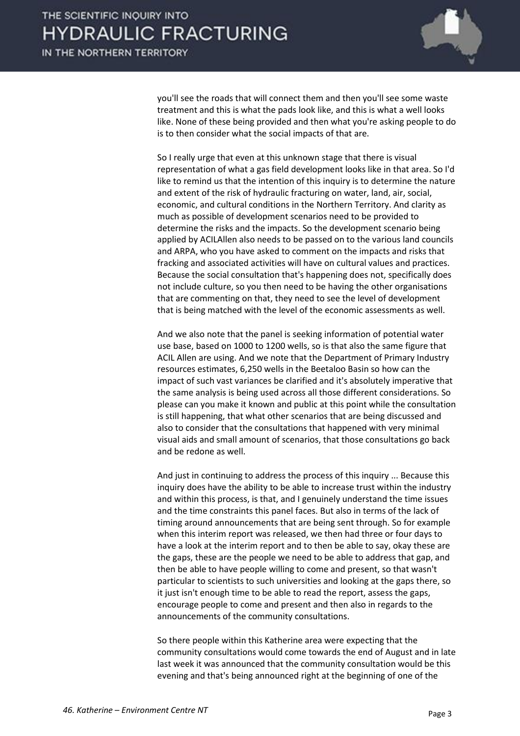you'll see the roads that will connect them and then you'll see some waste treatment and this is what the pads look like, and this is what a well looks like. None of these being provided and then what you're asking people to do is to then consider what the social impacts of that are.

So I really urge that even at this unknown stage that there is visual representation of what a gas field development looks like in that area. So I'd like to remind us that the intention of this inquiry is to determine the nature and extent of the risk of hydraulic fracturing on water, land, air, social, economic, and cultural conditions in the Northern Territory. And clarity as much as possible of development scenarios need to be provided to determine the risks and the impacts. So the development scenario being applied by ACILAllen also needs to be passed on to the various land councils and ARPA, who you have asked to comment on the impacts and risks that fracking and associated activities will have on cultural values and practices. Because the social consultation that's happening does not, specifically does not include culture, so you then need to be having the other organisations that are commenting on that, they need to see the level of development that is being matched with the level of the economic assessments as well.

And we also note that the panel is seeking information of potential water use base, based on 1000 to 1200 wells, so is that also the same figure that ACIL Allen are using. And we note that the Department of Primary Industry resources estimates, 6,250 wells in the Beetaloo Basin so how can the impact of such vast variances be clarified and it's absolutely imperative that the same analysis is being used across all those different considerations. So please can you make it known and public at this point while the consultation is still happening, that what other scenarios that are being discussed and also to consider that the consultations that happened with very minimal visual aids and small amount of scenarios, that those consultations go back and be redone as well.

And just in continuing to address the process of this inquiry ... Because this inquiry does have the ability to be able to increase trust within the industry and within this process, is that, and I genuinely understand the time issues and the time constraints this panel faces. But also in terms of the lack of timing around announcements that are being sent through. So for example when this interim report was released, we then had three or four days to have a look at the interim report and to then be able to say, okay these are the gaps, these are the people we need to be able to address that gap, and then be able to have people willing to come and present, so that wasn't particular to scientists to such universities and looking at the gaps there, so it just isn't enough time to be able to read the report, assess the gaps, encourage people to come and present and then also in regards to the announcements of the community consultations.

So there people within this Katherine area were expecting that the community consultations would come towards the end of August and in late last week it was announced that the community consultation would be this evening and that's being announced right at the beginning of one of the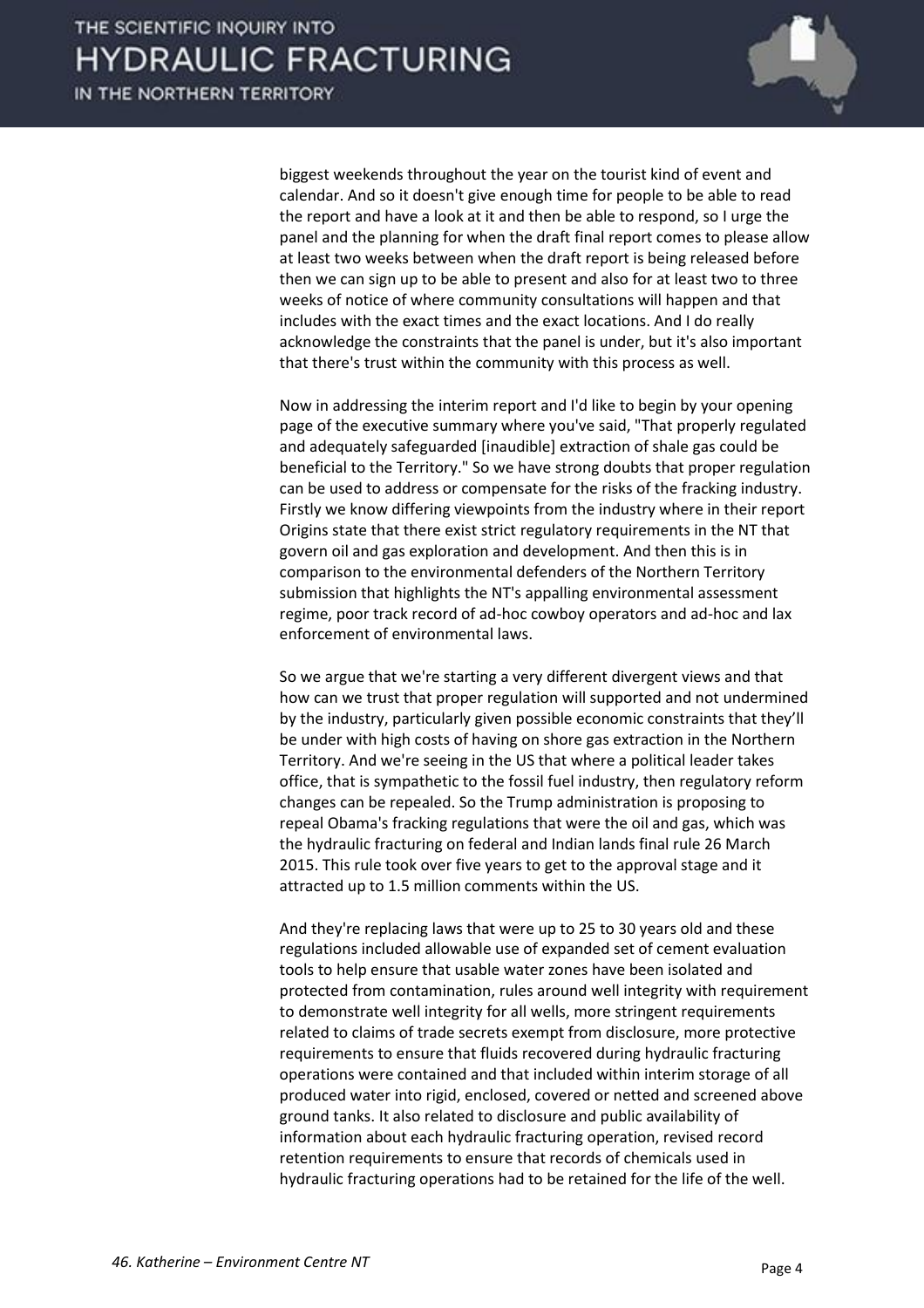biggest weekends throughout the year on the tourist kind of event and calendar. And so it doesn't give enough time for people to be able to read the report and have a look at it and then be able to respond, so I urge the panel and the planning for when the draft final report comes to please allow at least two weeks between when the draft report is being released before then we can sign up to be able to present and also for at least two to three weeks of notice of where community consultations will happen and that includes with the exact times and the exact locations. And I do really acknowledge the constraints that the panel is under, but it's also important that there's trust within the community with this process as well.

Now in addressing the interim report and I'd like to begin by your opening page of the executive summary where you've said, "That properly regulated and adequately safeguarded [inaudible] extraction of shale gas could be beneficial to the Territory." So we have strong doubts that proper regulation can be used to address or compensate for the risks of the fracking industry. Firstly we know differing viewpoints from the industry where in their report Origins state that there exist strict regulatory requirements in the NT that govern oil and gas exploration and development. And then this is in comparison to the environmental defenders of the Northern Territory submission that highlights the NT's appalling environmental assessment regime, poor track record of ad-hoc cowboy operators and ad-hoc and lax enforcement of environmental laws.

So we argue that we're starting a very different divergent views and that how can we trust that proper regulation will supported and not undermined by the industry, particularly given possible economic constraints that they'll be under with high costs of having on shore gas extraction in the Northern Territory. And we're seeing in the US that where a political leader takes office, that is sympathetic to the fossil fuel industry, then regulatory reform changes can be repealed. So the Trump administration is proposing to repeal Obama's fracking regulations that were the oil and gas, which was the hydraulic fracturing on federal and Indian lands final rule 26 March 2015. This rule took over five years to get to the approval stage and it attracted up to 1.5 million comments within the US.

And they're replacing laws that were up to 25 to 30 years old and these regulations included allowable use of expanded set of cement evaluation tools to help ensure that usable water zones have been isolated and protected from contamination, rules around well integrity with requirement to demonstrate well integrity for all wells, more stringent requirements related to claims of trade secrets exempt from disclosure, more protective requirements to ensure that fluids recovered during hydraulic fracturing operations were contained and that included within interim storage of all produced water into rigid, enclosed, covered or netted and screened above ground tanks. It also related to disclosure and public availability of information about each hydraulic fracturing operation, revised record retention requirements to ensure that records of chemicals used in hydraulic fracturing operations had to be retained for the life of the well.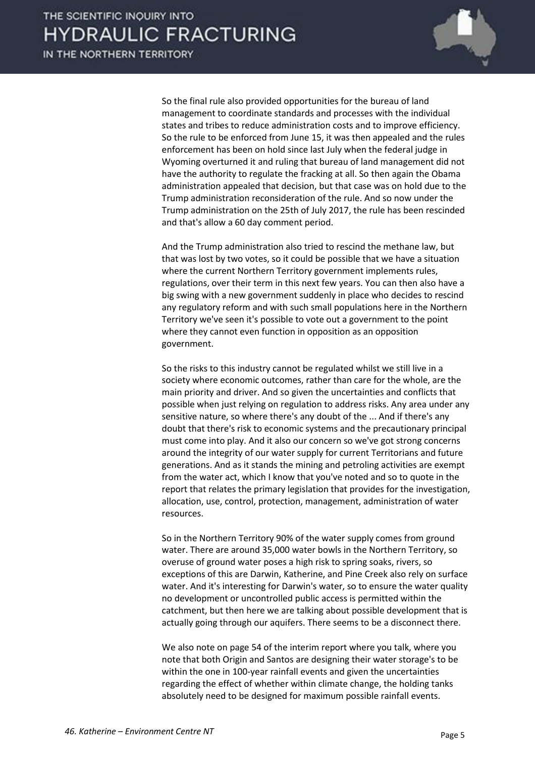So the final rule also provided opportunities for the bureau of land management to coordinate standards and processes with the individual states and tribes to reduce administration costs and to improve efficiency. So the rule to be enforced from June 15, it was then appealed and the rules enforcement has been on hold since last July when the federal judge in Wyoming overturned it and ruling that bureau of land management did not have the authority to regulate the fracking at all. So then again the Obama administration appealed that decision, but that case was on hold due to the Trump administration reconsideration of the rule. And so now under the Trump administration on the 25th of July 2017, the rule has been rescinded and that's allow a 60 day comment period.

And the Trump administration also tried to rescind the methane law, but that was lost by two votes, so it could be possible that we have a situation where the current Northern Territory government implements rules, regulations, over their term in this next few years. You can then also have a big swing with a new government suddenly in place who decides to rescind any regulatory reform and with such small populations here in the Northern Territory we've seen it's possible to vote out a government to the point where they cannot even function in opposition as an opposition government.

So the risks to this industry cannot be regulated whilst we still live in a society where economic outcomes, rather than care for the whole, are the main priority and driver. And so given the uncertainties and conflicts that possible when just relying on regulation to address risks. Any area under any sensitive nature, so where there's any doubt of the ... And if there's any doubt that there's risk to economic systems and the precautionary principal must come into play. And it also our concern so we've got strong concerns around the integrity of our water supply for current Territorians and future generations. And as it stands the mining and petroling activities are exempt from the water act, which I know that you've noted and so to quote in the report that relates the primary legislation that provides for the investigation, allocation, use, control, protection, management, administration of water resources.

So in the Northern Territory 90% of the water supply comes from ground water. There are around 35,000 water bowls in the Northern Territory, so overuse of ground water poses a high risk to spring soaks, rivers, so exceptions of this are Darwin, Katherine, and Pine Creek also rely on surface water. And it's interesting for Darwin's water, so to ensure the water quality no development or uncontrolled public access is permitted within the catchment, but then here we are talking about possible development that is actually going through our aquifers. There seems to be a disconnect there.

We also note on page 54 of the interim report where you talk, where you note that both Origin and Santos are designing their water storage's to be within the one in 100-year rainfall events and given the uncertainties regarding the effect of whether within climate change, the holding tanks absolutely need to be designed for maximum possible rainfall events.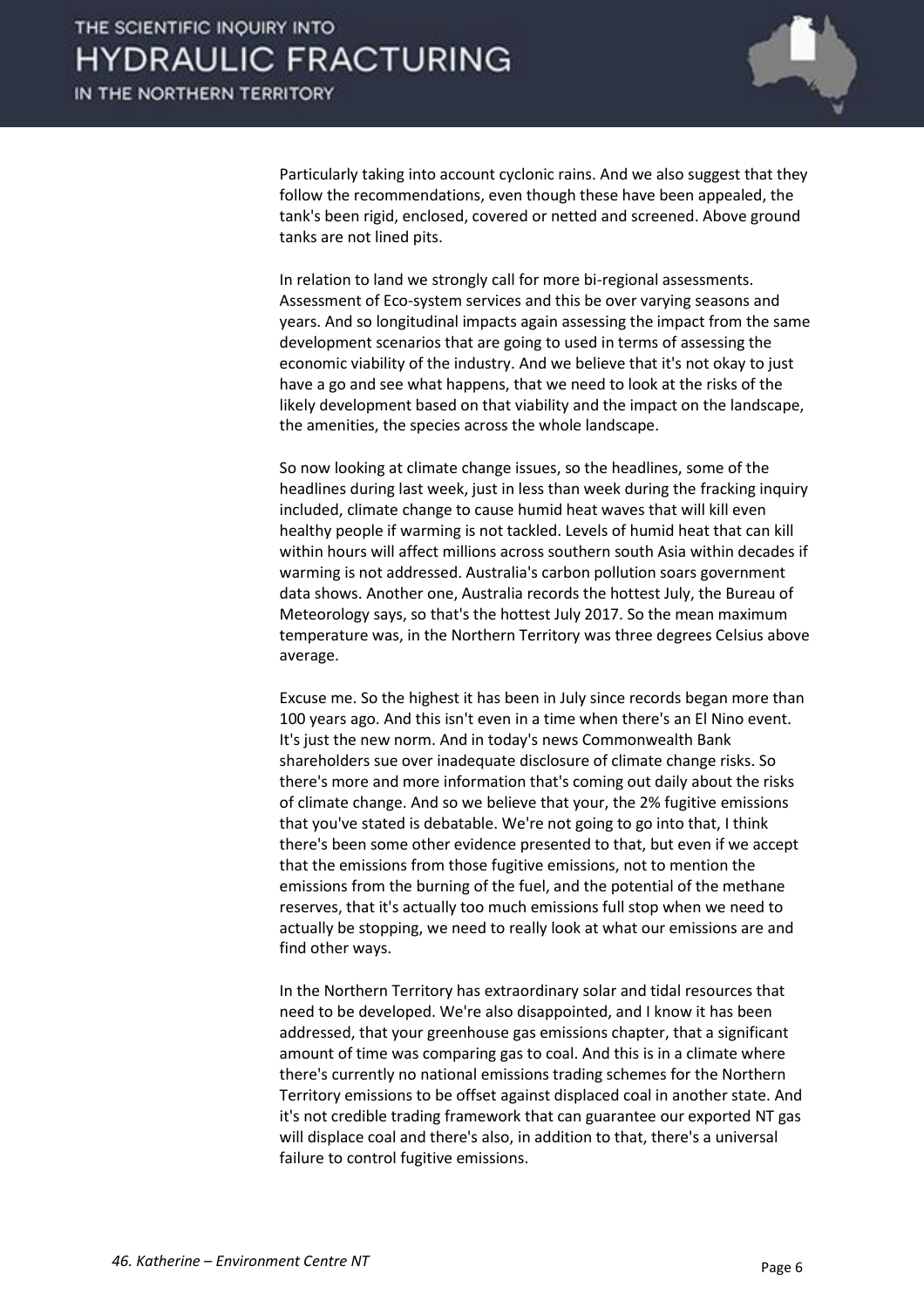Particularly taking into account cyclonic rains. And we also suggest that they follow the recommendations, even though these have been appealed, the tank's been rigid, enclosed, covered or netted and screened. Above ground tanks are not lined pits.

In relation to land we strongly call for more bi-regional assessments. Assessment of Eco-system services and this be over varying seasons and years. And so longitudinal impacts again assessing the impact from the same development scenarios that are going to used in terms of assessing the economic viability of the industry. And we believe that it's not okay to just have a go and see what happens, that we need to look at the risks of the likely development based on that viability and the impact on the landscape, the amenities, the species across the whole landscape.

So now looking at climate change issues, so the headlines, some of the headlines during last week, just in less than week during the fracking inquiry included, climate change to cause humid heat waves that will kill even healthy people if warming is not tackled. Levels of humid heat that can kill within hours will affect millions across southern south Asia within decades if warming is not addressed. Australia's carbon pollution soars government data shows. Another one, Australia records the hottest July, the Bureau of Meteorology says, so that's the hottest July 2017. So the mean maximum temperature was, in the Northern Territory was three degrees Celsius above average.

Excuse me. So the highest it has been in July since records began more than 100 years ago. And this isn't even in a time when there's an El Nino event. It's just the new norm. And in today's news Commonwealth Bank shareholders sue over inadequate disclosure of climate change risks. So there's more and more information that's coming out daily about the risks of climate change. And so we believe that your, the 2% fugitive emissions that you've stated is debatable. We're not going to go into that, I think there's been some other evidence presented to that, but even if we accept that the emissions from those fugitive emissions, not to mention the emissions from the burning of the fuel, and the potential of the methane reserves, that it's actually too much emissions full stop when we need to actually be stopping, we need to really look at what our emissions are and find other ways.

In the Northern Territory has extraordinary solar and tidal resources that need to be developed. We're also disappointed, and I know it has been addressed, that your greenhouse gas emissions chapter, that a significant amount of time was comparing gas to coal. And this is in a climate where there's currently no national emissions trading schemes for the Northern Territory emissions to be offset against displaced coal in another state. And it's not credible trading framework that can guarantee our exported NT gas will displace coal and there's also, in addition to that, there's a universal failure to control fugitive emissions.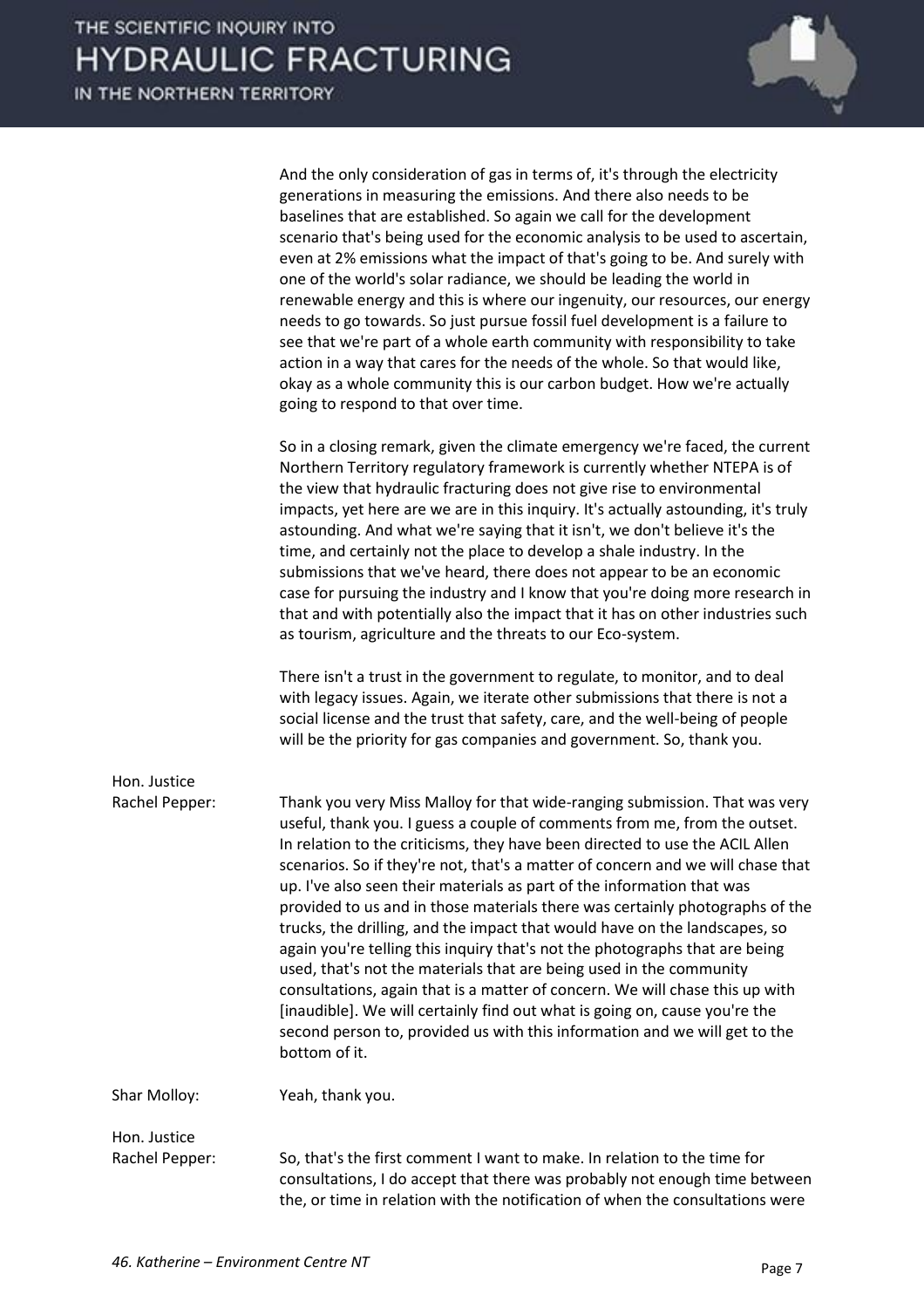And the only consideration of gas in terms of, it's through the electricity generations in measuring the emissions. And there also needs to be baselines that are established. So again we call for the development scenario that's being used for the economic analysis to be used to ascertain, even at 2% emissions what the impact of that's going to be. And surely with one of the world's solar radiance, we should be leading the world in renewable energy and this is where our ingenuity, our resources, our energy needs to go towards. So just pursue fossil fuel development is a failure to see that we're part of a whole earth community with responsibility to take action in a way that cares for the needs of the whole. So that would like, okay as a whole community this is our carbon budget. How we're actually going to respond to that over time.

So in a closing remark, given the climate emergency we're faced, the current Northern Territory regulatory framework is currently whether NTEPA is of the view that hydraulic fracturing does not give rise to environmental impacts, yet here are we are in this inquiry. It's actually astounding, it's truly astounding. And what we're saying that it isn't, we don't believe it's the time, and certainly not the place to develop a shale industry. In the submissions that we've heard, there does not appear to be an economic case for pursuing the industry and I know that you're doing more research in that and with potentially also the impact that it has on other industries such as tourism, agriculture and the threats to our Eco-system.

There isn't a trust in the government to regulate, to monitor, and to deal with legacy issues. Again, we iterate other submissions that there is not a social license and the trust that safety, care, and the well-being of people will be the priority for gas companies and government. So, thank you.

**Hon. Justice Rachel Pepper:** Thank you very Miss Malloy for that wide-ranging submission. That was very useful, thank you. I guess a couple of comments from me, from the outset. In relation to the criticisms, they have been directed to use the ACIL Allen scenarios. So if they're not, that's a matter of concern and we will chase that up. I've also seen their materials as part of the information that was provided to us and in those materials there was certainly photographs of the trucks, the drilling, and the impact that would have on the landscapes, so again you're telling this inquiry that's not the photographs that are being used, that's not the materials that are being used in the community consultations, again that is a matter of concern. We will chase this up with [inaudible]. We will certainly find out what is going on, cause you're the second person to, provided us with this information and we will get to the bottom of it.

**Shar Molloy:** Yeah, thank you.

**Hon. Justice Rachel Pepper:** So, that's the first comment I want to make. In relation to the time for consultations, I do accept that there was probably not enough time between the, or time in relation with the notification of when the consultations were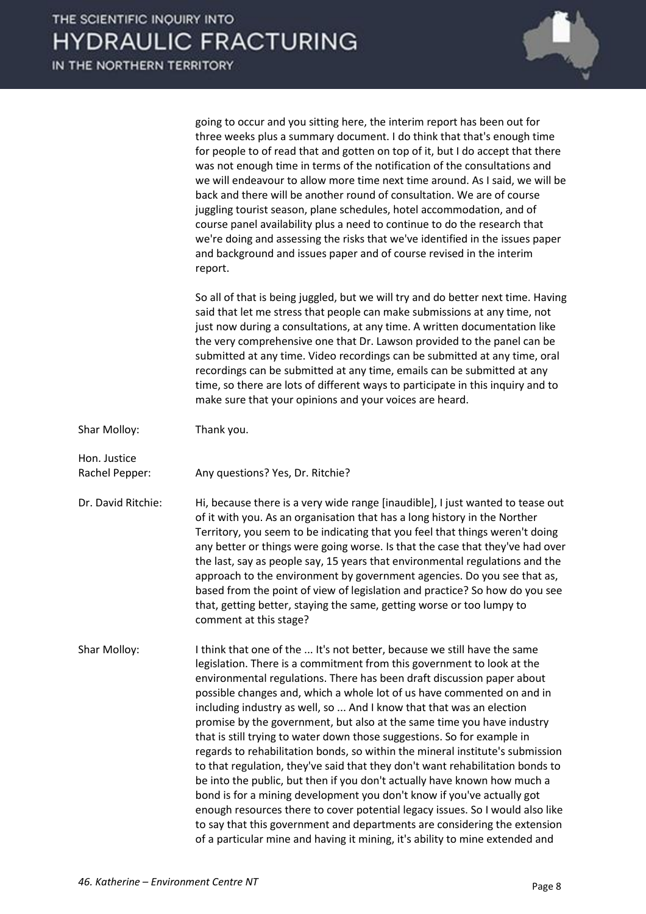going to occur and you sitting here, the interim report has been out for three weeks plus a summary document. I do think that that's enough time for people to of read that and gotten on top of it, but I do accept that there was not enough time in terms of the notification of the consultations and we will endeavour to allow more time next time around. As I said, we will be back and there will be another round of consultation. We are of course juggling tourist season, plane schedules, hotel accommodation, and of course panel availability plus a need to continue to do the research that we're doing and assessing the risks that we've identified in the issues paper and background and issues paper and of course revised in the interim report.

So all of that is being juggled, but we will try and do better next time. Having said that let me stress that people can make submissions at any time, not just now during a consultations, at any time. A written documentation like the very comprehensive one that Dr. Lawson provided to the panel can be submitted at any time. Video recordings can be submitted at any time, oral recordings can be submitted at any time, emails can be submitted at any time, so there are lots of different ways to participate in this inquiry and to make sure that your opinions and your voices are heard.

**Shar Molloy:** Thank you.

**Hon. Justice Rachel Pepper:** Any questions? Yes, Dr. Ritchie?

**Dr. David Ritchie:** Hi, because there is a very wide range [inaudible], I just wanted to tease out of it with you. As an organisation that has a long history in the Norther Territory, you seem to be indicating that you feel that things weren't doing any better or things were going worse. Is that the case that they've had over the last, say as people say, 15 years that environmental regulations and the approach to the environment by government agencies. Do you see that as, based from the point of view of legislation and practice? So how do you see that, getting better, staying the same, getting worse or too lumpy to comment at this stage?

**Shar Molloy:** I think that one of the ... It's not better, because we still have the same legislation. There is a commitment from this government to look at the environmental regulations. There has been draft discussion paper about possible changes and, which a whole lot of us have commented on and in including industry as well, so ... And I know that that was an election promise by the government, but also at the same time you have industry that is still trying to water down those suggestions. So for example in regards to rehabilitation bonds, so within the mineral institute's submission to that regulation, they've said that they don't want rehabilitation bonds to be into the public, but then if you don't actually have known how much a bond is for a mining development you don't know if you've actually got enough resources there to cover potential legacy issues. So I would also like to say that this government and departments are considering the extension of a particular mine and having it mining, it's ability to mine extended and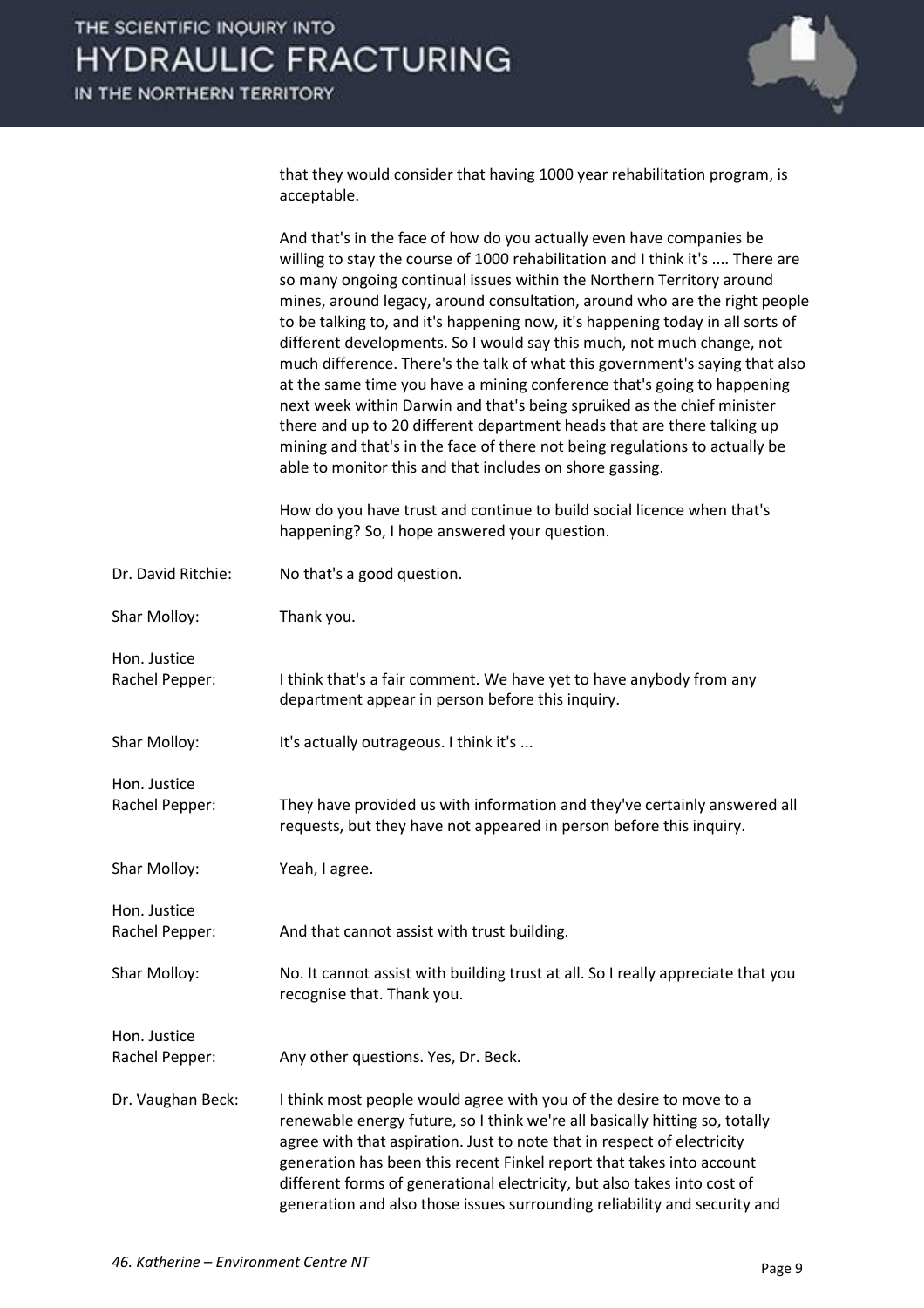that they would consider that having 1000 year rehabilitation program, is acceptable.

And that's in the face of how do you actually even have companies be willing to stay the course of 1000 rehabilitation and I think it's .... There are so many ongoing continual issues within the Northern Territory around mines, around legacy, around consultation, around who are the right people to be talking to, and it's happening now, it's happening today in all sorts of different developments. So I would say this much, not much change, not much difference. There's the talk of what this government's saying that also at the same time you have a mining conference that's going to happening next week within Darwin and that's being spruiked as the chief minister there and up to 20 different department heads that are there talking up mining and that's in the face of there not being regulations to actually be able to monitor this and that includes on shore gassing.

How do you have trust and continue to build social licence when that's happening? So, I hope answered your question.

**Dr. David Ritchie:** No that's a good question.

**Shar Molloy:** Thank you.

**Hon. Justice Rachel Pepper:** I think that's a fair comment. We have yet to have anybody from any department appear in person before this inquiry.

**Shar Molloy:** It's actually outrageous. I think it's ...

**Hon. Justice Rachel Pepper:** They have provided us with information and they've certainly answered all requests, but they have not appeared in person before this inquiry.

**Shar Molloy:** Yeah, I agree.

**Hon. Justice Rachel Pepper:** And that cannot assist with trust building.

**Shar Molloy:** No. It cannot assist with building trust at all. So I really appreciate that you recognise that. Thank you.

**Hon. Justice Rachel Pepper:** Any other questions. Yes, Dr. Beck.

**Dr. Vaughan Beck:** I think most people would agree with you of the desire to move to a renewable energy future, so I think we're all basically hitting so, totally agree with that aspiration. Just to note that in respect of electricity generation has been this recent Finkel report that takes into account different forms of generational electricity, but also takes into cost of generation and also those issues surrounding reliability and security and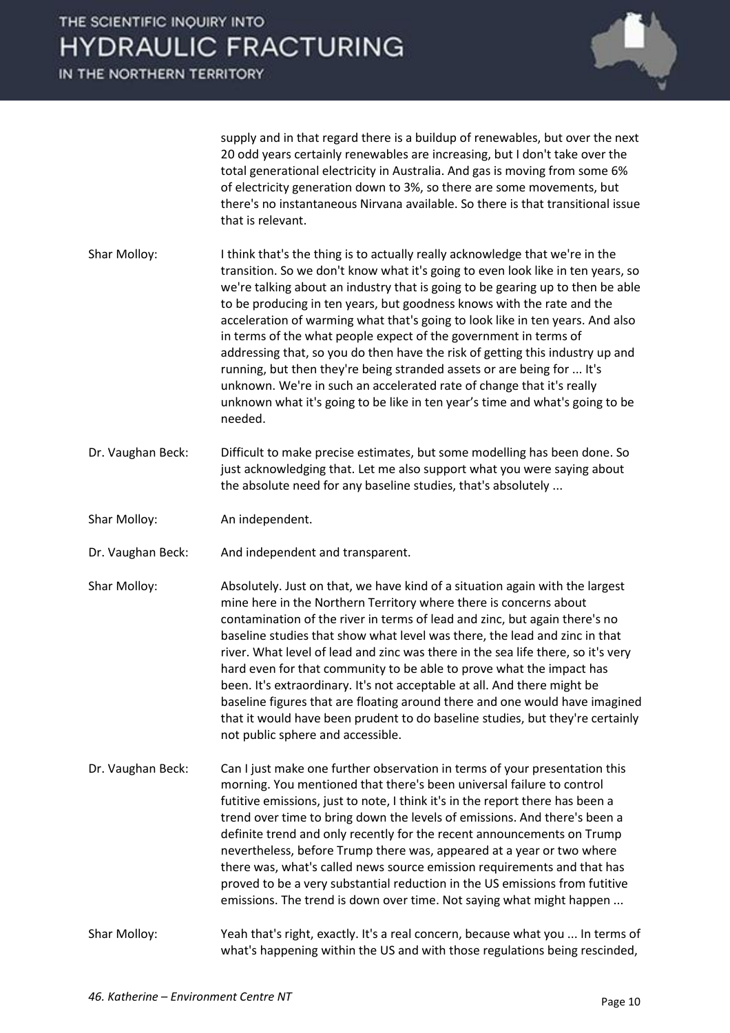supply and in that regard there is a buildup of renewables, but over the next 20 odd years certainly renewables are increasing, but I don't take over the total generational electricity in Australia. And gas is moving from some 6% of electricity generation down to 3%, so there are some movements, but there's no instantaneous Nirvana available. So there is that transitional issue that is relevant.

Shar Molloy: I think that's the thing is to actually really acknowledge that we're in the transition. So we don't know what it's going to even look like in ten years, so we're talking about an industry that is going to be gearing up to then be able to be producing in ten years, but goodness knows with the rate and the acceleration of warming what that's going to look like in ten years. And also in terms of the what people expect of the government in terms of addressing that, so you do then have the risk of getting this industry up and running, but then they're being stranded assets or are being for ... It's unknown. We're in such an accelerated rate of change that it's really unknown what it's going to be like in ten year's time and what's going to be needed.

Dr. Vaughan Beck: Difficult to make precise estimates, but some modelling has been done. So just acknowledging that. Let me also support what you were saying about the absolute need for any baseline studies, that's absolutely ...

Shar Molloy: An independent.

Dr. Vaughan Beck: And independent and transparent.

Shar Molloy: Absolutely. Just on that, we have kind of a situation again with the largest mine here in the Northern Territory where there is concerns about contamination of the river in terms of lead and zinc, but again there's no baseline studies that show what level was there, the lead and zinc in that river. What level of lead and zinc was there in the sea life there, so it's very hard even for that community to be able to prove what the impact has been. It's extraordinary. It's not acceptable at all. And there might be baseline figures that are floating around there and one would have imagined that it would have been prudent to do baseline studies, but they're certainly not public sphere and accessible.

Dr. Vaughan Beck: Can I just make one further observation in terms of your presentation this morning. You mentioned that there's been universal failure to control futitive emissions, just to note, I think it's in the report there has been a trend over time to bring down the levels of emissions. And there's been a definite trend and only recently for the recent announcements on Trump nevertheless, before Trump there was, appeared at a year or two where there was, what's called news source emission requirements and that has proved to be a very substantial reduction in the US emissions from futitive emissions. The trend is down over time. Not saying what might happen ...

Shar Molloy: Yeah that's right, exactly. It's a real concern, because what you ... In terms of what's happening within the US and with those regulations being rescinded,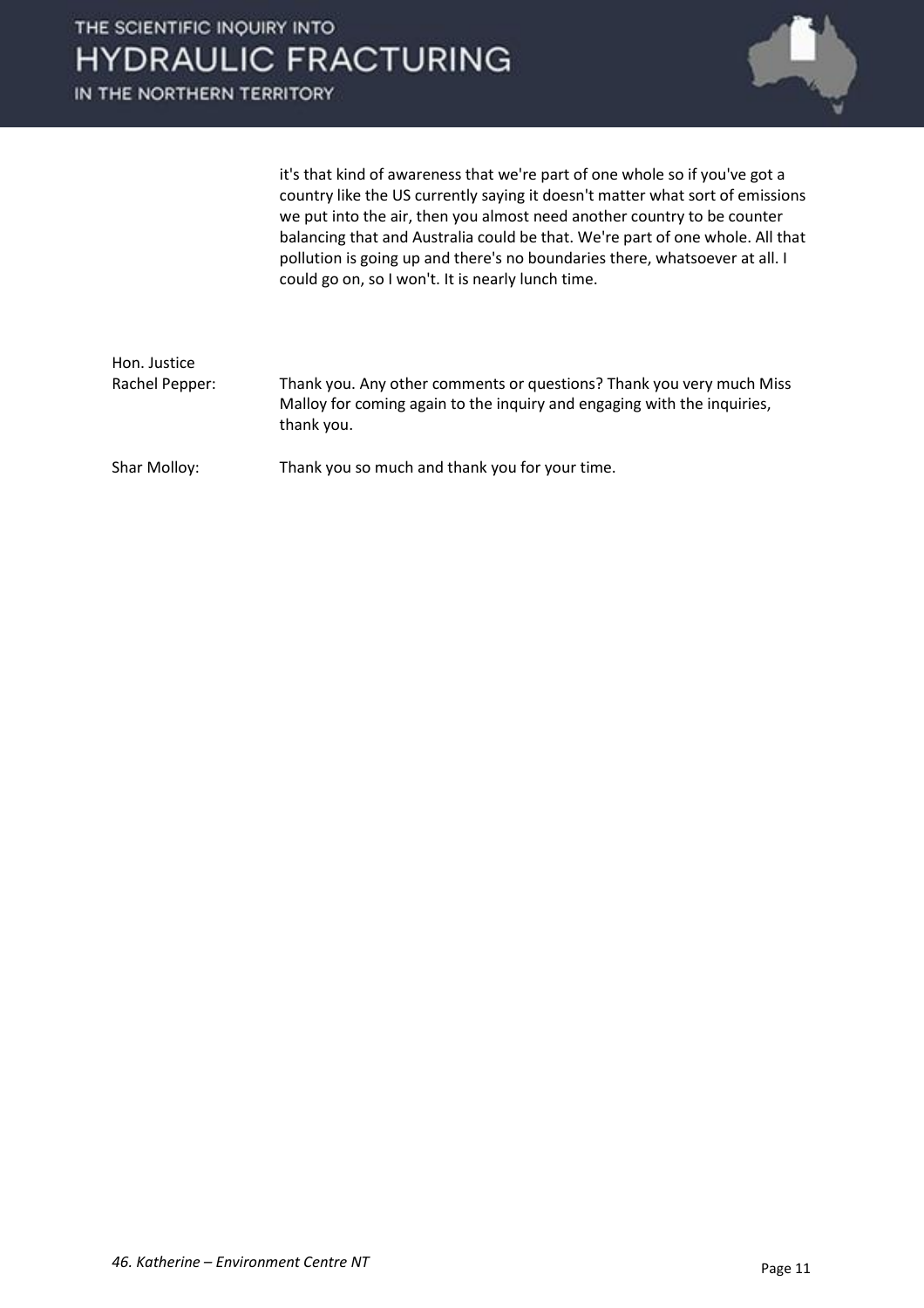it's that kind of awareness that we're part of one whole so if you've got a country like the US currently saying it doesn't matter what sort of emissions we put into the air, then you almost need another country to be counter balancing that and Australia could be that. We're part of one whole. All that pollution is going up and there's no boundaries there, whatsoever at all. I could go on, so I won't. It is nearly lunch time.

Hon. Justice Rachel Pepper: Thank you. Any other comments or questions? Thank you very much Miss Malloy for coming again to the inquiry and engaging with the inquiries, thank you.

Shar Molloy: Thank you so much and thank you for your time.